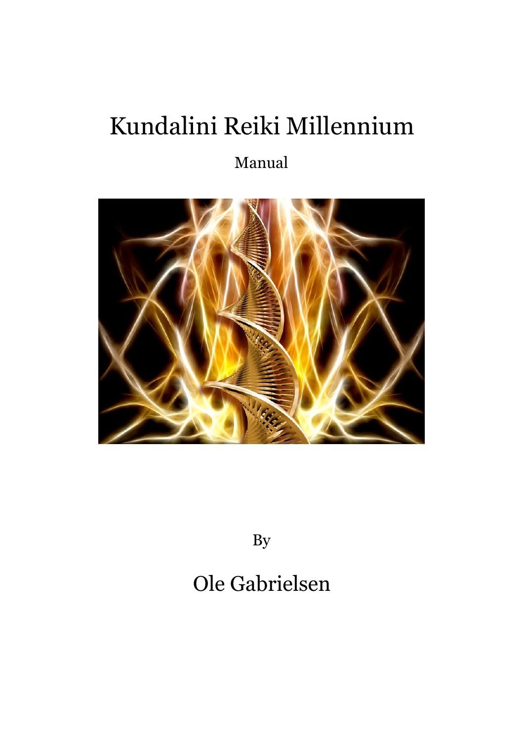# Kundalini Reiki Millennium

Manual

By

Ole Gabrielsen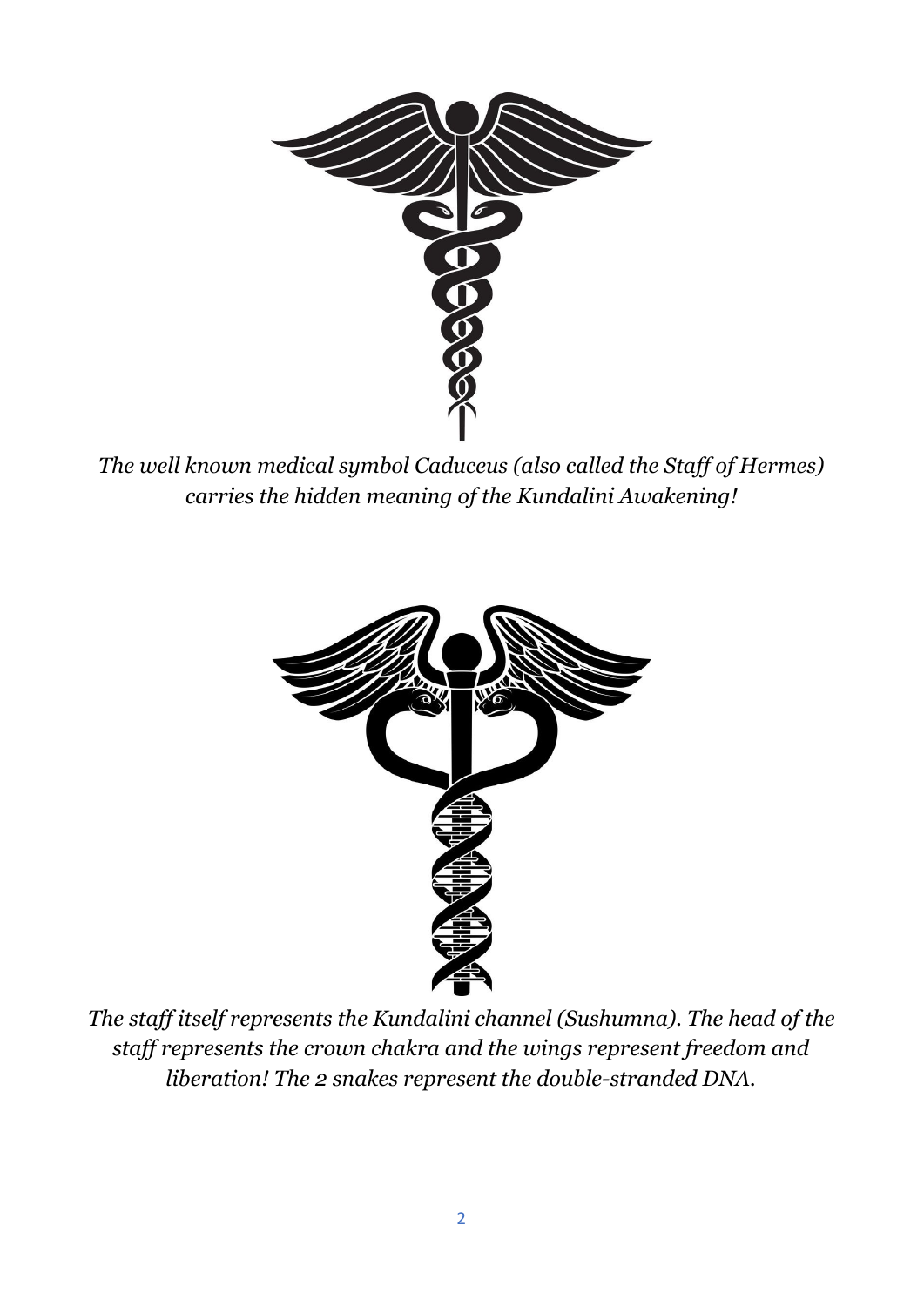*The well known medical symbol Caduceus (also called the Staff of Hermes) carries the hidden meaning of the Kundalini Awakening!*

*The staff itself represents the Kundalini channel (Sushumna). The head of the staff represents the crown chakra and the wings represent freedom and liberation! The 2 snakes represent the double-stranded DNA.*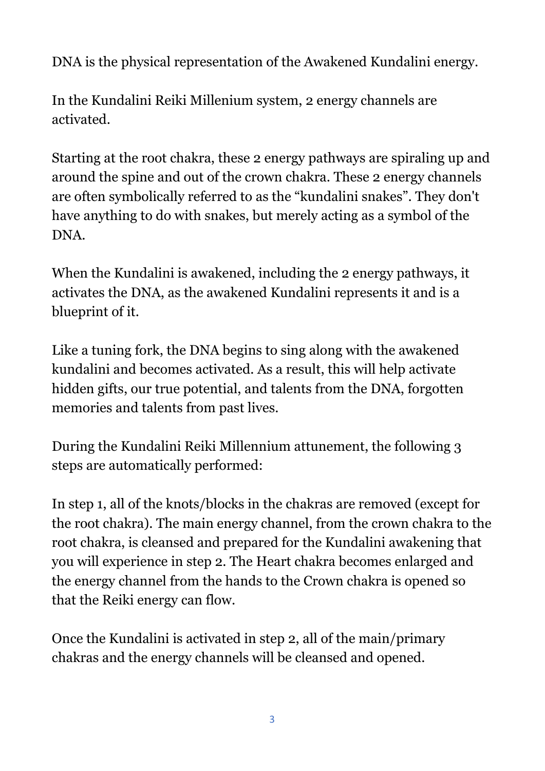DNA is the physical representation of the Awakened Kundalini energy.

In the Kundalini Reiki Millenium system, 2 energy channels are activated.

Starting at the root chakra, these 2 energy pathways are spiraling up and around the spine and out of the crown chakra. These 2 energy channels are often symbolically referred to as the "kundalini snakes". They don't have anything to do with snakes, but merely acting as a symbol of the DNA.

When the Kundalini is awakened, including the 2 energy pathways, it activates the DNA, as the awakened Kundalini represents it and is a blueprint of it.

Like a tuning fork, the DNA begins to sing along with the awakened kundalini and becomes activated. As a result, this will help activate hidden gifts, our true potential, and talents from the DNA, forgotten memories and talents from past lives.

During the Kundalini Reiki Millennium attunement, the following 3 steps are automatically performed:

In step 1, all of the knots/blocks in the chakras are removed (except for the root chakra). The main energy channel, from the crown chakra to the root chakra, is cleansed and prepared for the Kundalini awakening that you will experience in step 2. The Heart chakra becomes enlarged and the energy channel from the hands to the Crown chakra is opened so that the Reiki energy can flow.

Once the Kundalini is activated in step 2, all of the main/primary chakras and the energy channels will be cleansed and opened.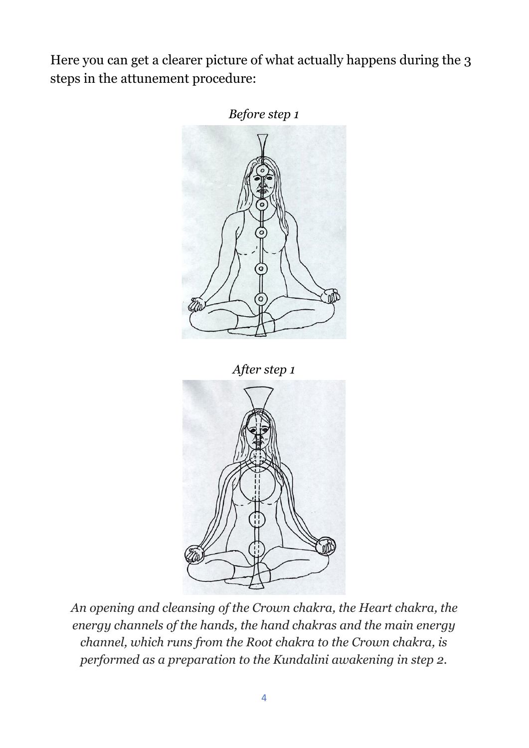Here you can get a clearer picture of what actually happens during the 3 steps in the attunement procedure:

*Before step 1*

*After step 1*

*An opening and cleansing of the Crown chakra, the Heart chakra, the energy channels of the hands, the hand chakras and the main energy channel, which runs from the Root chakra to the Crown chakra, is performed as a preparation to the Kundalini awakening in step 2.*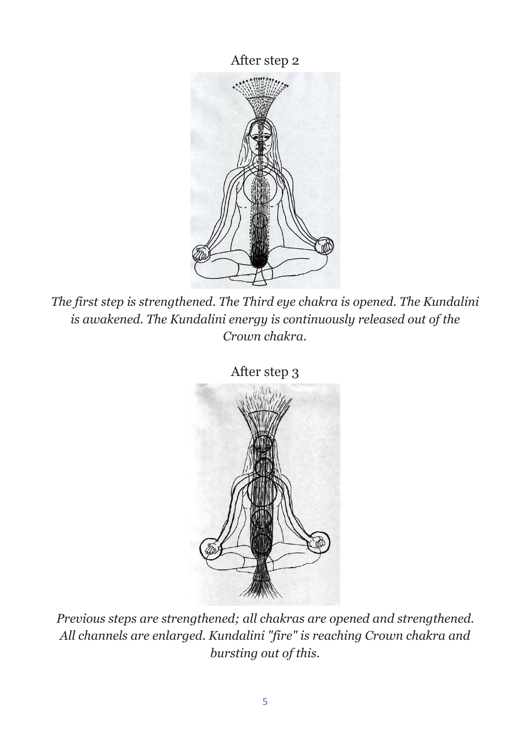After step 2

*The first step is strengthened. The Third eye chakra is opened. The Kundalini is awakened. The Kundalini energy is continuously released out of the Crown chakra.*

After step 3

*Previous steps are strengthened; all chakras are opened and strengthened. All channels are enlarged. Kundalini "fire" is reaching Crown chakra and bursting out of this.*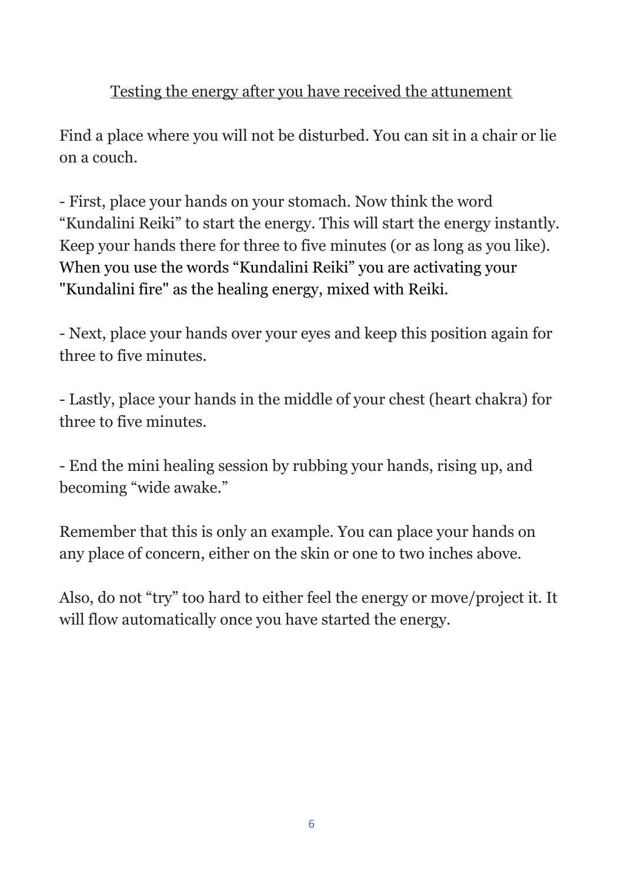## Testing the energy after you have received the attunement

Find a place where you will not be disturbed. You can sit in a chair or lie on a couch.

- First, place your hands on your stomach. Now think the word “Kundalini Reiki” to start the energy. This will start the energy instantly. Keep your hands there for three to five minutes (or as long as you like). When you use the words “Kundalini Reiki” you are activating your "Kundalini fire" as the healing energy, mixed with Reiki.

- Next, place your hands over your eyes and keep this position again for three to five minutes.

- Lastly, place your hands in the middle of your chest (heart chakra) for three to five minutes.

- End the mini healing session by rubbing your hands, rising up, and becoming “wide awake.”

Remember that this is only an example. You can place your hands on any place of concern, either on the skin or one to two inches above.

Also, do not “try” too hard to either feel the energy or move/project it. It will flow automatically once you have started the energy.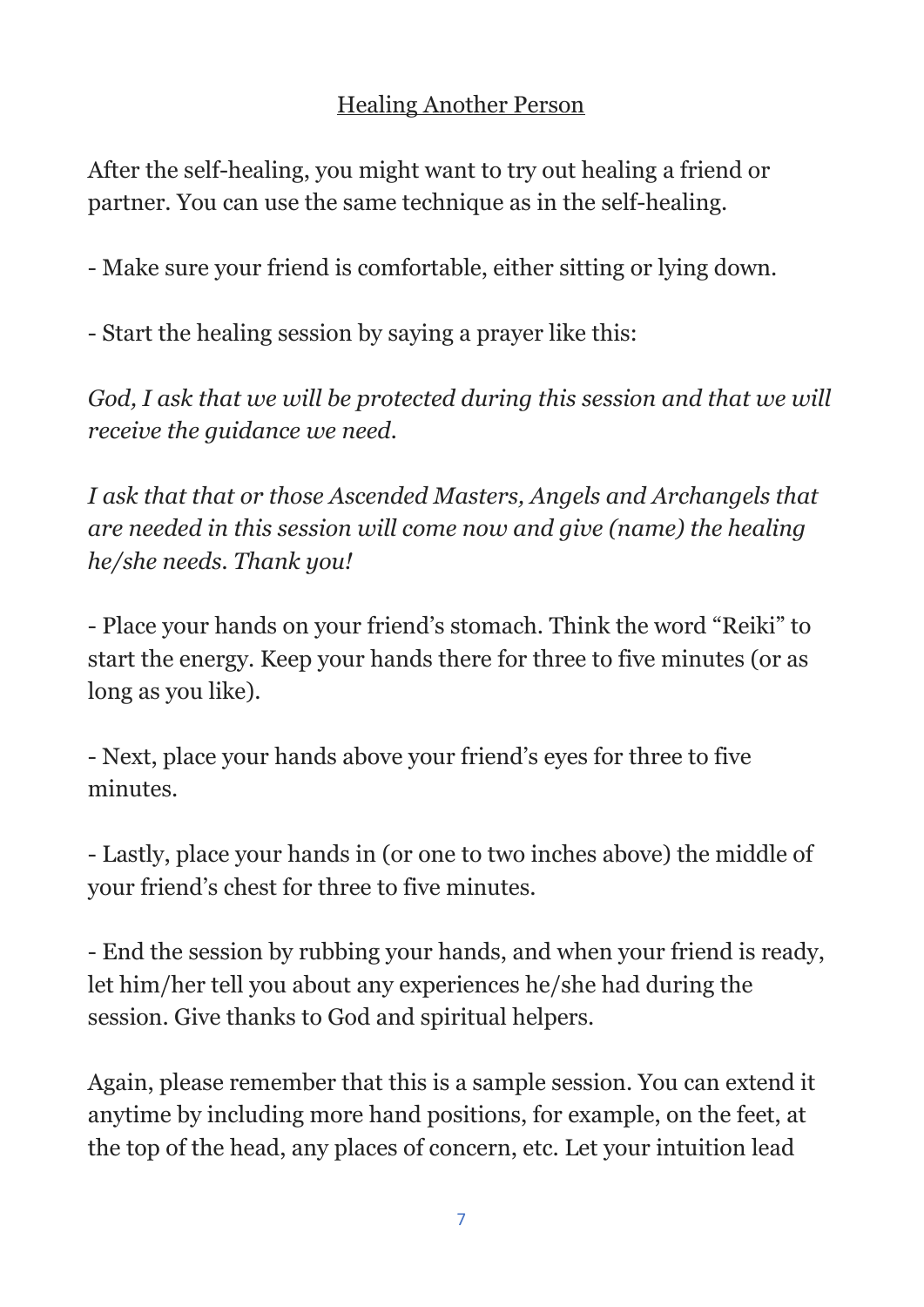## Healing Another Person

After the self-healing, you might want to try out healing a friend or partner. You can use the same technique as in the self-healing.

- Make sure your friend is comfortable, either sitting or lying down.

- Start the healing session by saying a prayer like this:

*God, I ask that we will be protected during this session and that we will receive the guidance we need.*

*I ask that that or those Ascended Masters, Angels and Archangels that are needed in this session will come now and give (name) the healing he/she needs. Thank you!*

- Place your hands on your friend's stomach. Think the word "Reiki" to start the energy. Keep your hands there for three to five minutes (or as long as you like).

- Next, place your hands above your friend's eyes for three to five minutes.

- Lastly, place your hands in (or one to two inches above) the middle of your friend's chest for three to five minutes.

- End the session by rubbing your hands, and when your friend is ready, let him/her tell you about any experiences he/she had during the session. Give thanks to God and spiritual helpers.

Again, please remember that this is a sample session. You can extend it anytime by including more hand positions, for example, on the feet, at the top of the head, any places of concern, etc. Let your intuition lead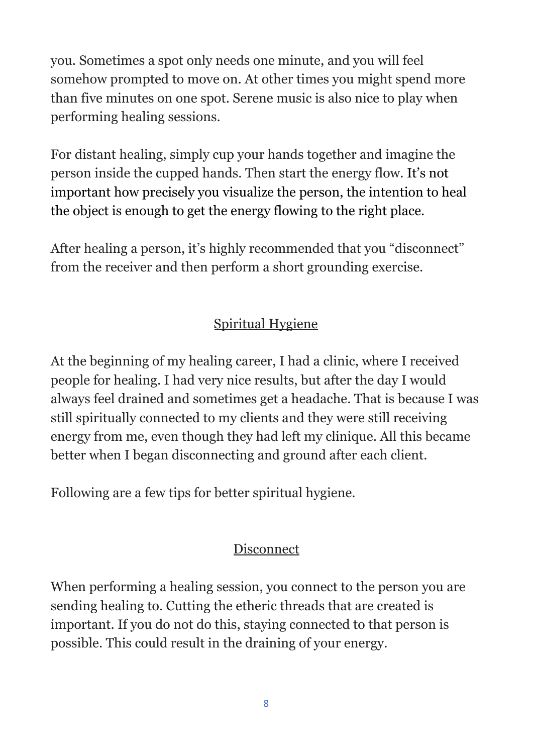you. Sometimes a spot only needs one minute, and you will feel somehow prompted to move on. At other times you might spend more than five minutes on one spot. Serene music is also nice to play when performing healing sessions.

For distant healing, simply cup your hands together and imagine the person inside the cupped hands. Then start the energy flow. It's not important how precisely you visualize the person, the intention to heal the object is enough to get the energy flowing to the right place.

After healing a person, it's highly recommended that you "disconnect" from the receiver and then perform a short grounding exercise.

## Spiritual Hygiene

At the beginning of my healing career, I had a clinic, where I received people for healing. I had very nice results, but after the day I would always feel drained and sometimes get a headache. That is because I was still spiritually connected to my clients and they were still receiving energy from me, even though they had left my clinique. All this became better when I began disconnecting and ground after each client.

Following are a few tips for better spiritual hygiene.

### Disconnect

When performing a healing session, you connect to the person you are sending healing to. Cutting the etheric threads that are created is important. If you do not do this, staying connected to that person is possible. This could result in the draining of your energy.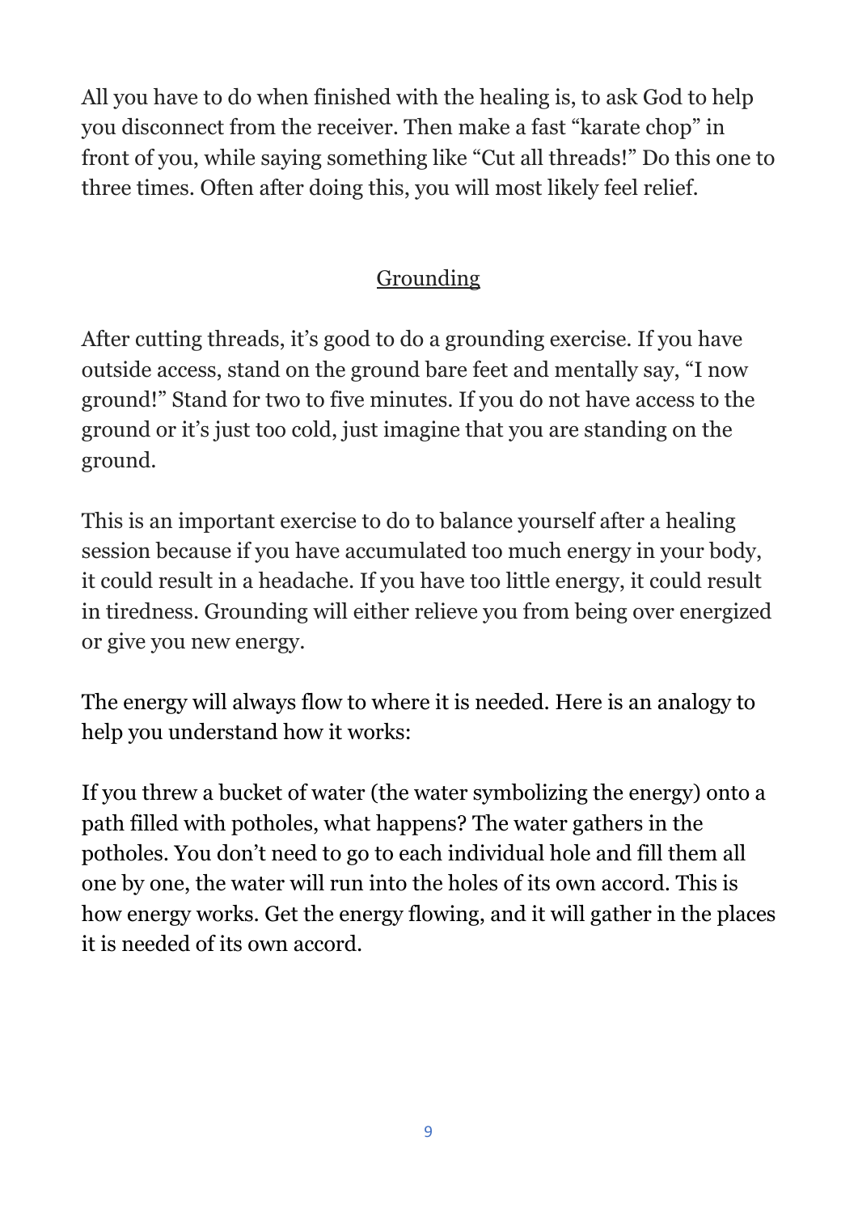All you have to do when finished with the healing is, to ask God to help you disconnect from the receiver. Then make a fast "karate chop" in front of you, while saying something like "Cut all threads!" Do this one to three times. Often after doing this, you will most likely feel relief.

## Grounding

After cutting threads, it's good to do a grounding exercise. If you have outside access, stand on the ground bare feet and mentally say, "I now ground!" Stand for two to five minutes. If you do not have access to the ground or it's just too cold, just imagine that you are standing on the ground.

This is an important exercise to do to balance yourself after a healing session because if you have accumulated too much energy in your body, it could result in a headache. If you have too little energy, it could result in tiredness. Grounding will either relieve you from being over energized or give you new energy.

The energy will always flow to where it is needed. Here is an analogy to help you understand how it works:

If you threw a bucket of water (the water symbolizing the energy) onto a path filled with potholes, what happens? The water gathers in the potholes. You don't need to go to each individual hole and fill them all one by one, the water will run into the holes of its own accord. This is how energy works. Get the energy flowing, and it will gather in the places it is needed of its own accord.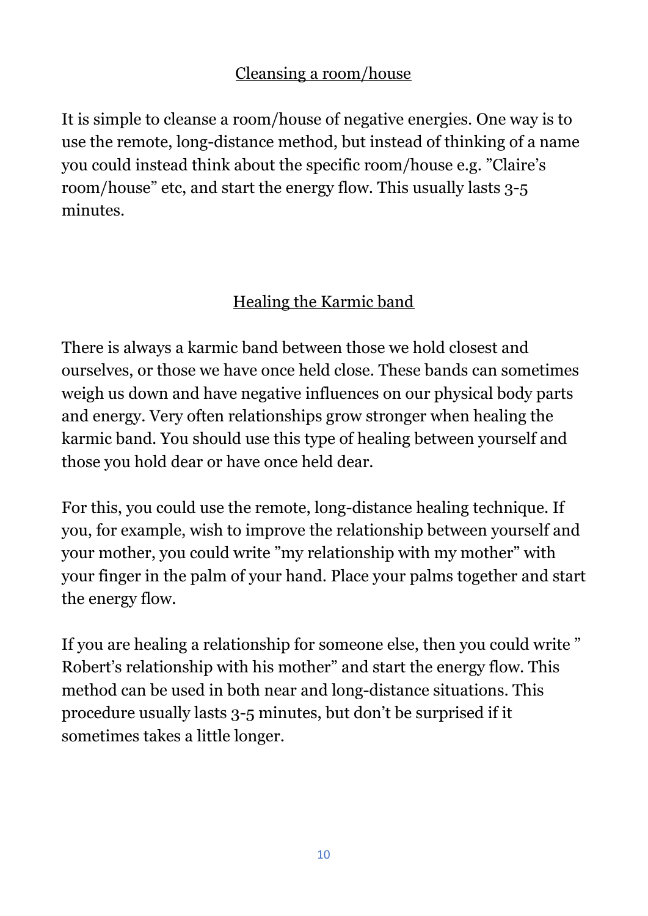## Cleansing a room/house

It is simple to cleanse a room/house of negative energies. One way is to use the remote, long-distance method, but instead of thinking of a name you could instead think about the specific room/house e.g. ”Claire’s room/house” etc, and start the energy flow. This usually lasts 3-5 minutes.

## Healing the Karmic band

There is always a karmic band between those we hold closest and ourselves, or those we have once held close. These bands can sometimes weigh us down and have negative influences on our physical body parts and energy. Very often relationships grow stronger when healing the karmic band. You should use this type of healing between yourself and those you hold dear or have once held dear.

For this, you could use the remote, long-distance healing technique. If you, for example, wish to improve the relationship between yourself and your mother, you could write ”my relationship with my mother” with your finger in the palm of your hand. Place your palms together and start the energy flow.

If you are healing a relationship for someone else, then you could write ” Robert’s relationship with his mother” and start the energy flow. This method can be used in both near and long-distance situations. This procedure usually lasts 3-5 minutes, but don’t be surprised if it sometimes takes a little longer.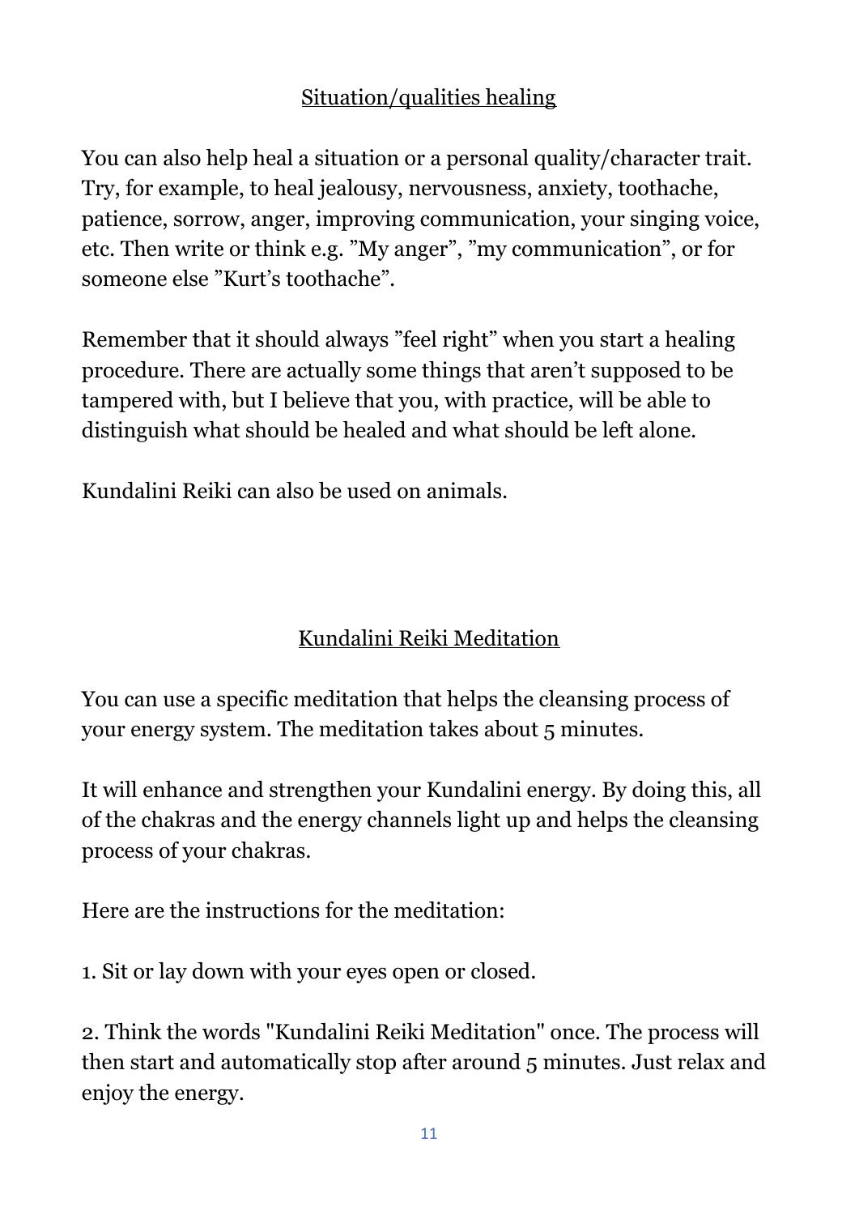## Situation/qualities healing

You can also help heal a situation or a personal quality/character trait. Try, for example, to heal jealousy, nervousness, anxiety, toothache, patience, sorrow, anger, improving communication, your singing voice, etc. Then write or think e.g. ”My anger”, ”my communication”, or for someone else ”Kurt’s toothache”.

Remember that it should always ”feel right” when you start a healing procedure. There are actually some things that aren’t supposed to be tampered with, but I believe that you, with practice, will be able to distinguish what should be healed and what should be left alone.

Kundalini Reiki can also be used on animals.

## Kundalini Reiki Meditation

You can use a specific meditation that helps the cleansing process of your energy system. The meditation takes about 5 minutes.

It will enhance and strengthen your Kundalini energy. By doing this, all of the chakras and the energy channels light up and helps the cleansing process of your chakras.

Here are the instructions for the meditation:

1. Sit or lay down with your eyes open or closed.

2. Think the words "Kundalini Reiki Meditation" once. The process will then start and automatically stop after around 5 minutes. Just relax and enjoy the energy.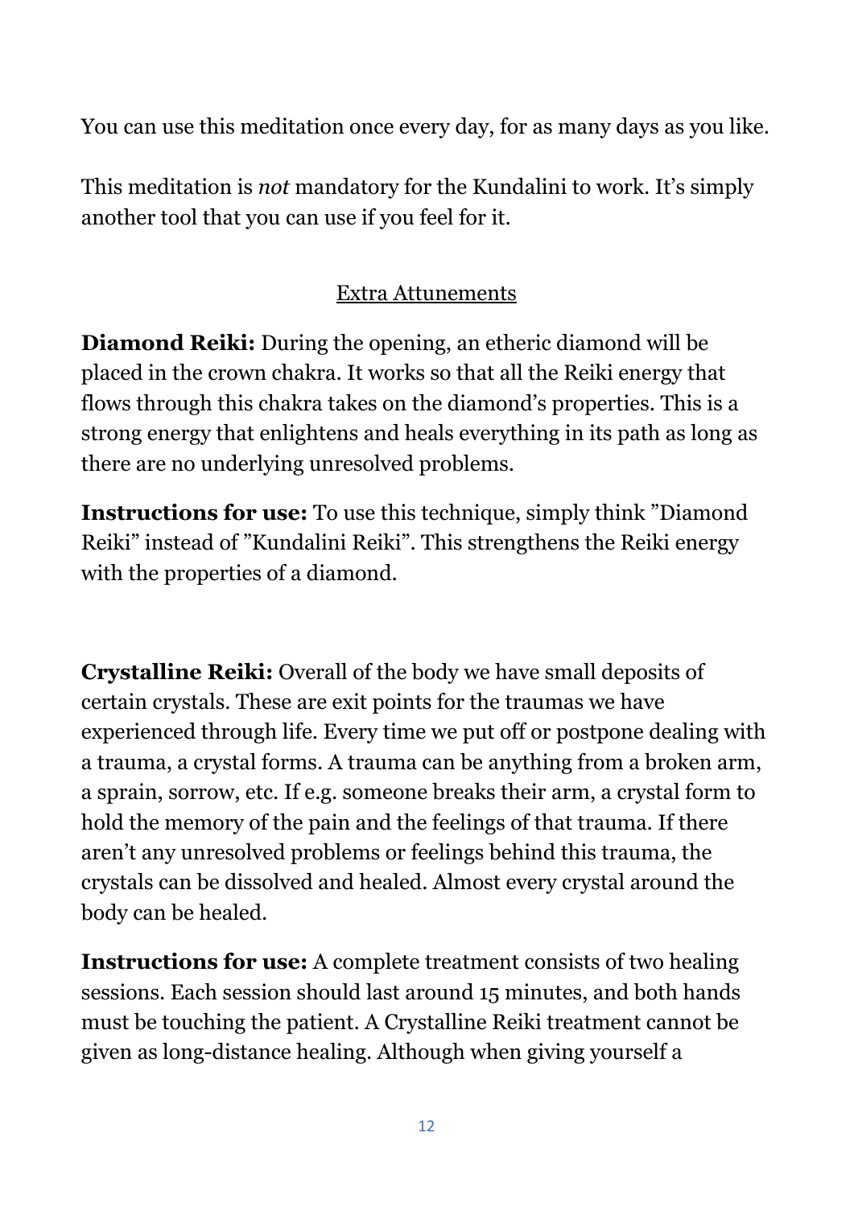You can use this meditation once every day, for as many days as you like.

This meditation is *not* mandatory for the Kundalini to work. It's simply another tool that you can use if you feel for it.

## Extra Attunements

**Diamond Reiki:** During the opening, an etheric diamond will be placed in the crown chakra. It works so that all the Reiki energy that flows through this chakra takes on the diamond's properties. This is a strong energy that enlightens and heals everything in its path as long as there are no underlying unresolved problems.

**Instructions for use:** To use this technique, simply think ”Diamond Reiki” instead of ”Kundalini Reiki”. This strengthens the Reiki energy with the properties of a diamond.

**Crystalline Reiki:** Overall of the body we have small deposits of certain crystals. These are exit points for the traumas we have experienced through life. Every time we put off or postpone dealing with a trauma, a crystal forms. A trauma can be anything from a broken arm, a sprain, sorrow, etc. If e.g. someone breaks their arm, a crystal form to hold the memory of the pain and the feelings of that trauma. If there aren't any unresolved problems or feelings behind this trauma, the crystals can be dissolved and healed. Almost every crystal around the body can be healed.

**Instructions for use:** A complete treatment consists of two healing sessions. Each session should last around 15 minutes, and both hands must be touching the patient. A Crystalline Reiki treatment cannot be given as long-distance healing. Although when giving yourself a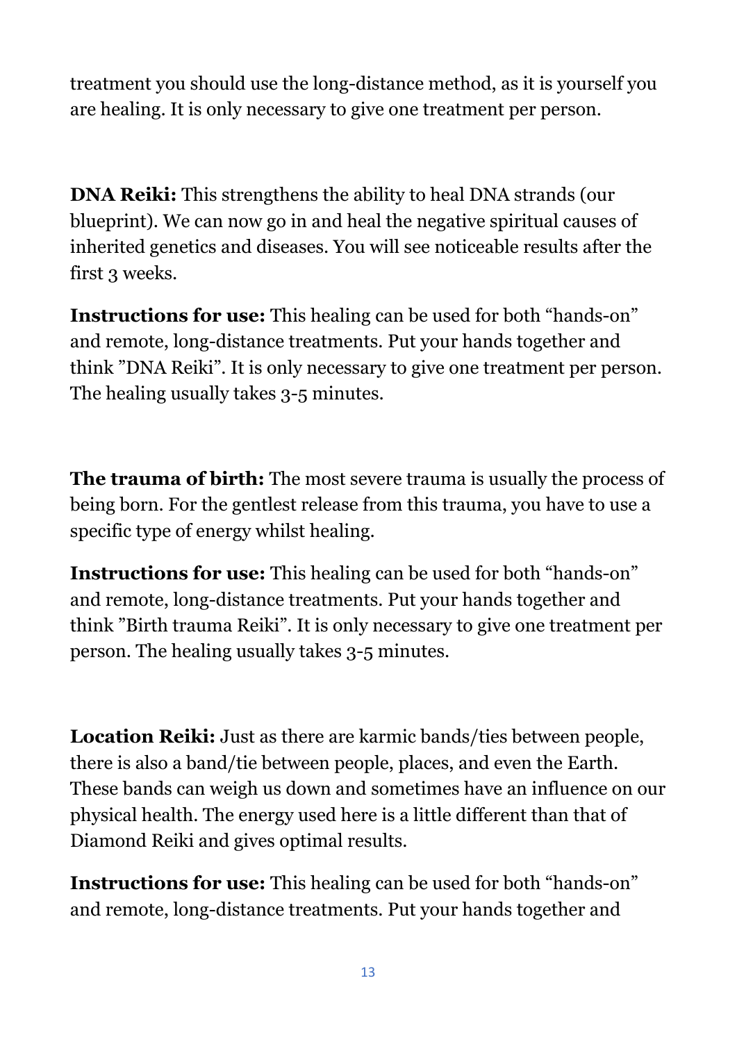treatment you should use the long-distance method, as it is yourself you are healing. It is only necessary to give one treatment per person.

**DNA Reiki:** This strengthens the ability to heal DNA strands (our blueprint). We can now go in and heal the negative spiritual causes of inherited genetics and diseases. You will see noticeable results after the first 3 weeks.

**Instructions for use:** This healing can be used for both "hands-on" and remote, long-distance treatments. Put your hands together and think "DNA Reiki". It is only necessary to give one treatment per person. The healing usually takes 3-5 minutes.

**The trauma of birth:** The most severe trauma is usually the process of being born. For the gentlest release from this trauma, you have to use a specific type of energy whilst healing.

**Instructions for use:** This healing can be used for both "hands-on" and remote, long-distance treatments. Put your hands together and think "Birth trauma Reiki". It is only necessary to give one treatment per person. The healing usually takes 3-5 minutes.

**Location Reiki:** Just as there are karmic bands/ties between people, there is also a band/tie between people, places, and even the Earth. These bands can weigh us down and sometimes have an influence on our physical health. The energy used here is a little different than that of Diamond Reiki and gives optimal results.

**Instructions for use:** This healing can be used for both "hands-on" and remote, long-distance treatments. Put your hands together and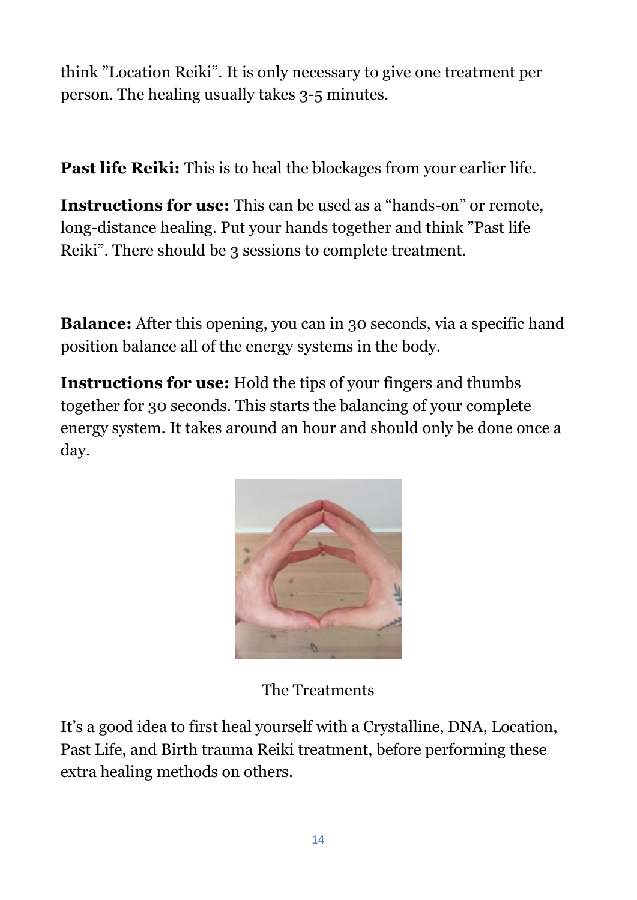think ”Location Reiki”. It is only necessary to give one treatment per person. The healing usually takes 3-5 minutes.

**Past life Reiki:** This is to heal the blockages from your earlier life.

**Instructions for use:** This can be used as a “hands-on” or remote, long-distance healing. Put your hands together and think ”Past life Reiki”. There should be 3 sessions to complete treatment.

**Balance:** After this opening, you can in 30 seconds, via a specific hand position balance all of the energy systems in the body.

**Instructions for use:** Hold the tips of your fingers and thumbs together for 30 seconds. This starts the balancing of your complete energy system. It takes around an hour and should only be done once a day.

## The Treatments

It’s a good idea to first heal yourself with a Crystalline, DNA, Location, Past Life, and Birth trauma Reiki treatment, before performing these extra healing methods on others.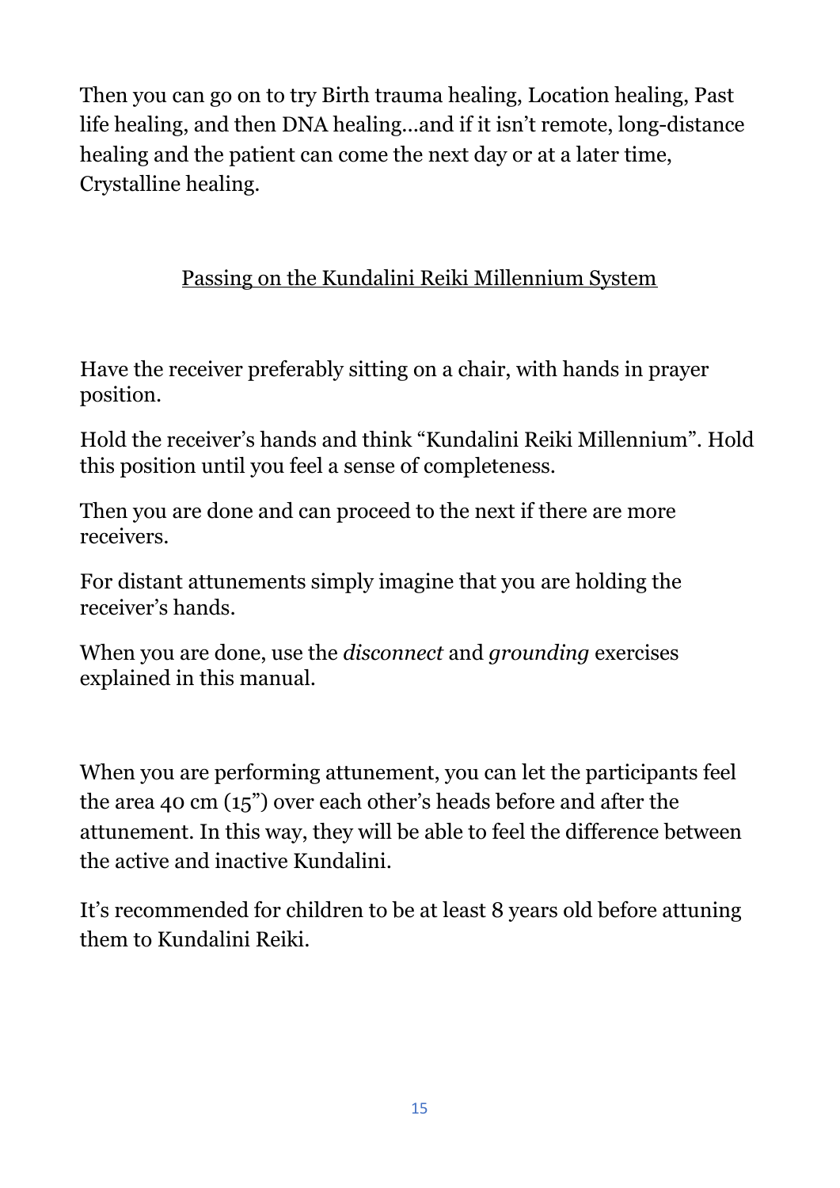Then you can go on to try Birth trauma healing, Location healing, Past life healing, and then DNA healing…and if it isn't remote, long-distance healing and the patient can come the next day or at a later time, Crystalline healing.

## Passing on the Kundalini Reiki Millennium System

Have the receiver preferably sitting on a chair, with hands in prayer position.

Hold the receiver's hands and think "Kundalini Reiki Millennium". Hold this position until you feel a sense of completeness.

Then you are done and can proceed to the next if there are more receivers.

For distant attunements simply imagine that you are holding the receiver's hands.

When you are done, use the *disconnect* and *grounding* exercises explained in this manual.

When you are performing attunement, you can let the participants feel the area 40 cm (15") over each other's heads before and after the attunement. In this way, they will be able to feel the difference between the active and inactive Kundalini.

It's recommended for children to be at least 8 years old before attuning them to Kundalini Reiki.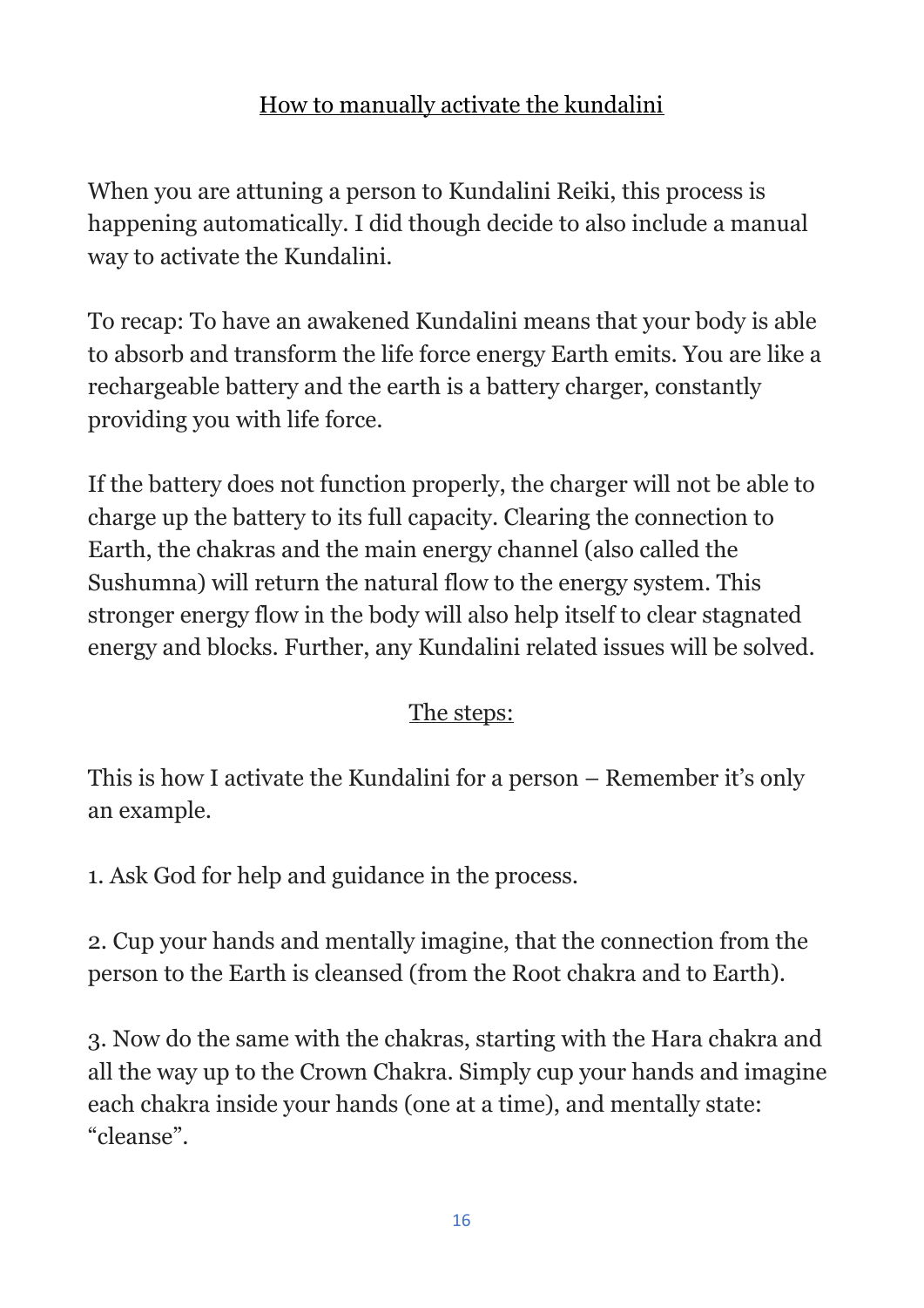## How to manually activate the kundalini

When you are attuning a person to Kundalini Reiki, this process is happening automatically. I did though decide to also include a manual way to activate the Kundalini.

To recap: To have an awakened Kundalini means that your body is able to absorb and transform the life force energy Earth emits. You are like a rechargeable battery and the earth is a battery charger, constantly providing you with life force.

If the battery does not function properly, the charger will not be able to charge up the battery to its full capacity. Clearing the connection to Earth, the chakras and the main energy channel (also called the Sushumna) will return the natural flow to the energy system. This stronger energy flow in the body will also help itself to clear stagnated energy and blocks. Further, any Kundalini related issues will be solved.

### The steps:

This is how I activate the Kundalini for a person – Remember it's only an example.

1. Ask God for help and guidance in the process.

2. Cup your hands and mentally imagine, that the connection from the person to the Earth is cleansed (from the Root chakra and to Earth).

3. Now do the same with the chakras, starting with the Hara chakra and all the way up to the Crown Chakra. Simply cup your hands and imagine each chakra inside your hands (one at a time), and mentally state: "cleanse".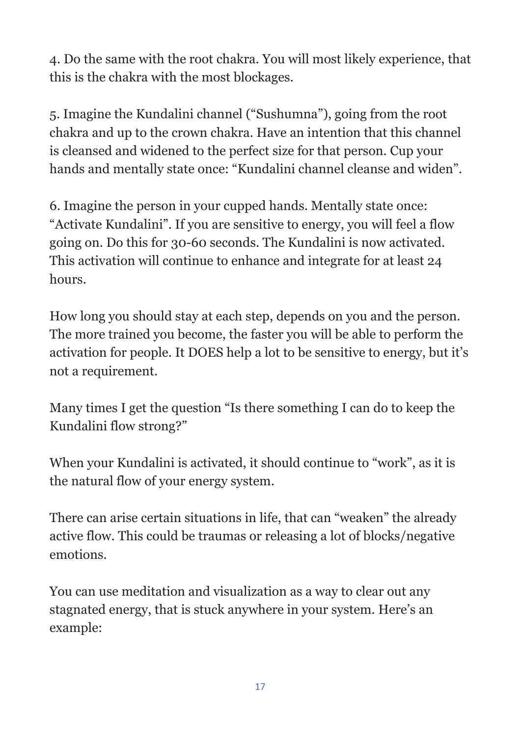4. Do the same with the root chakra. You will most likely experience, that this is the chakra with the most blockages.

5. Imagine the Kundalini channel ("Sushumna"), going from the root chakra and up to the crown chakra. Have an intention that this channel is cleansed and widened to the perfect size for that person. Cup your hands and mentally state once: "Kundalini channel cleanse and widen".

6. Imagine the person in your cupped hands. Mentally state once: "Activate Kundalini". If you are sensitive to energy, you will feel a flow going on. Do this for 30-60 seconds. The Kundalini is now activated. This activation will continue to enhance and integrate for at least 24 hours.

How long you should stay at each step, depends on you and the person. The more trained you become, the faster you will be able to perform the activation for people. It DOES help a lot to be sensitive to energy, but it's not a requirement.

Many times I get the question "Is there something I can do to keep the Kundalini flow strong?"

When your Kundalini is activated, it should continue to "work", as it is the natural flow of your energy system.

There can arise certain situations in life, that can "weaken" the already active flow. This could be traumas or releasing a lot of blocks/negative emotions.

You can use meditation and visualization as a way to clear out any stagnated energy, that is stuck anywhere in your system. Here's an example: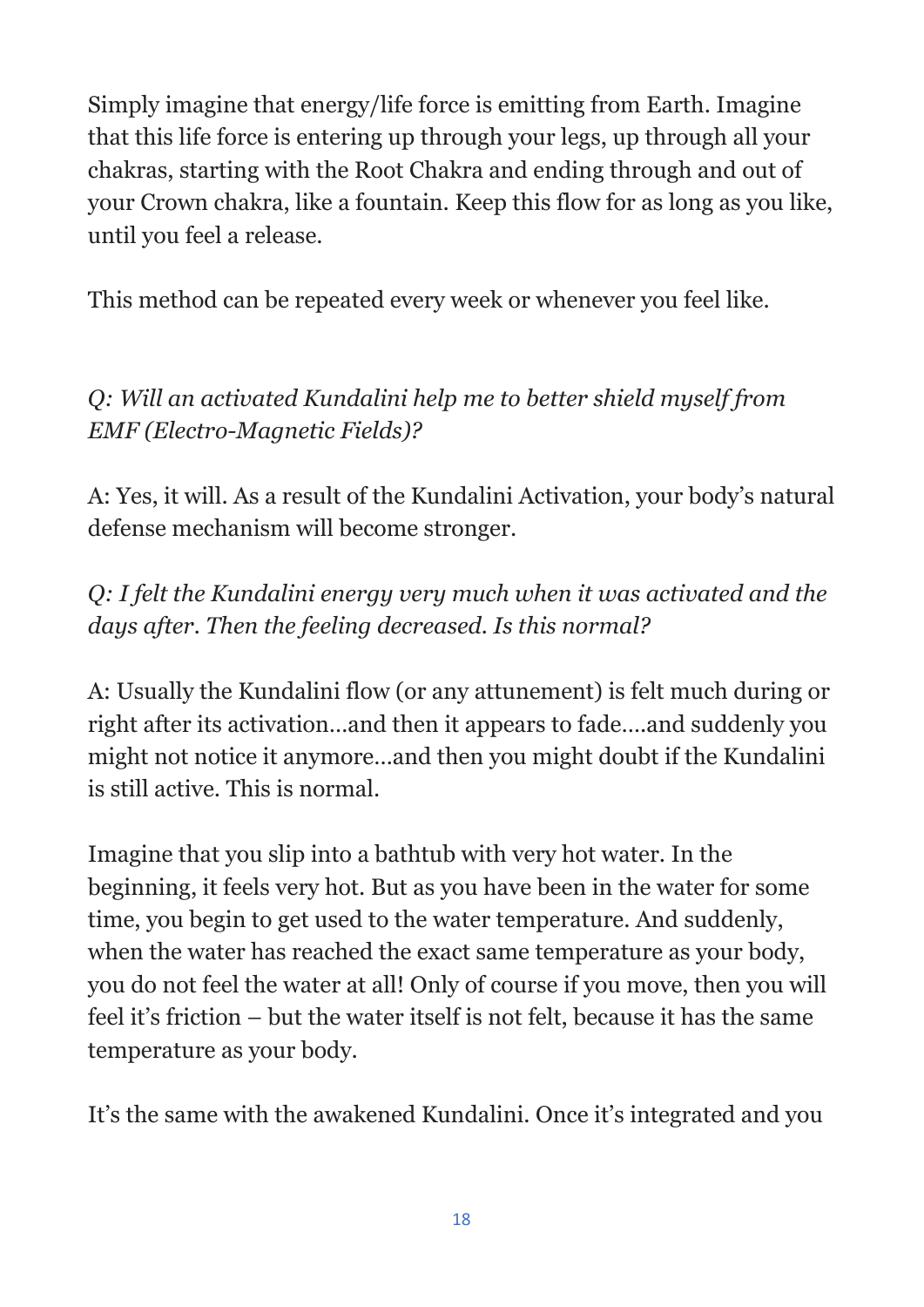Simply imagine that energy/life force is emitting from Earth. Imagine that this life force is entering up through your legs, up through all your chakras, starting with the Root Chakra and ending through and out of your Crown chakra, like a fountain. Keep this flow for as long as you like, until you feel a release.

This method can be repeated every week or whenever you feel like.

*Q: Will an activated Kundalini help me to better shield myself from EMF (Electro-Magnetic Fields)?*

A: Yes, it will. As a result of the Kundalini Activation, your body's natural defense mechanism will become stronger.

*Q: I felt the Kundalini energy very much when it was activated and the days after. Then the feeling decreased. Is this normal?*

A: Usually the Kundalini flow (or any attunement) is felt much during or right after its activation…and then it appears to fade….and suddenly you might not notice it anymore…and then you might doubt if the Kundalini is still active. This is normal.

Imagine that you slip into a bathtub with very hot water. In the beginning, it feels very hot. But as you have been in the water for some time, you begin to get used to the water temperature. And suddenly, when the water has reached the exact same temperature as your body, you do not feel the water at all! Only of course if you move, then you will feel it's friction – but the water itself is not felt, because it has the same temperature as your body.

It's the same with the awakened Kundalini. Once it's integrated and you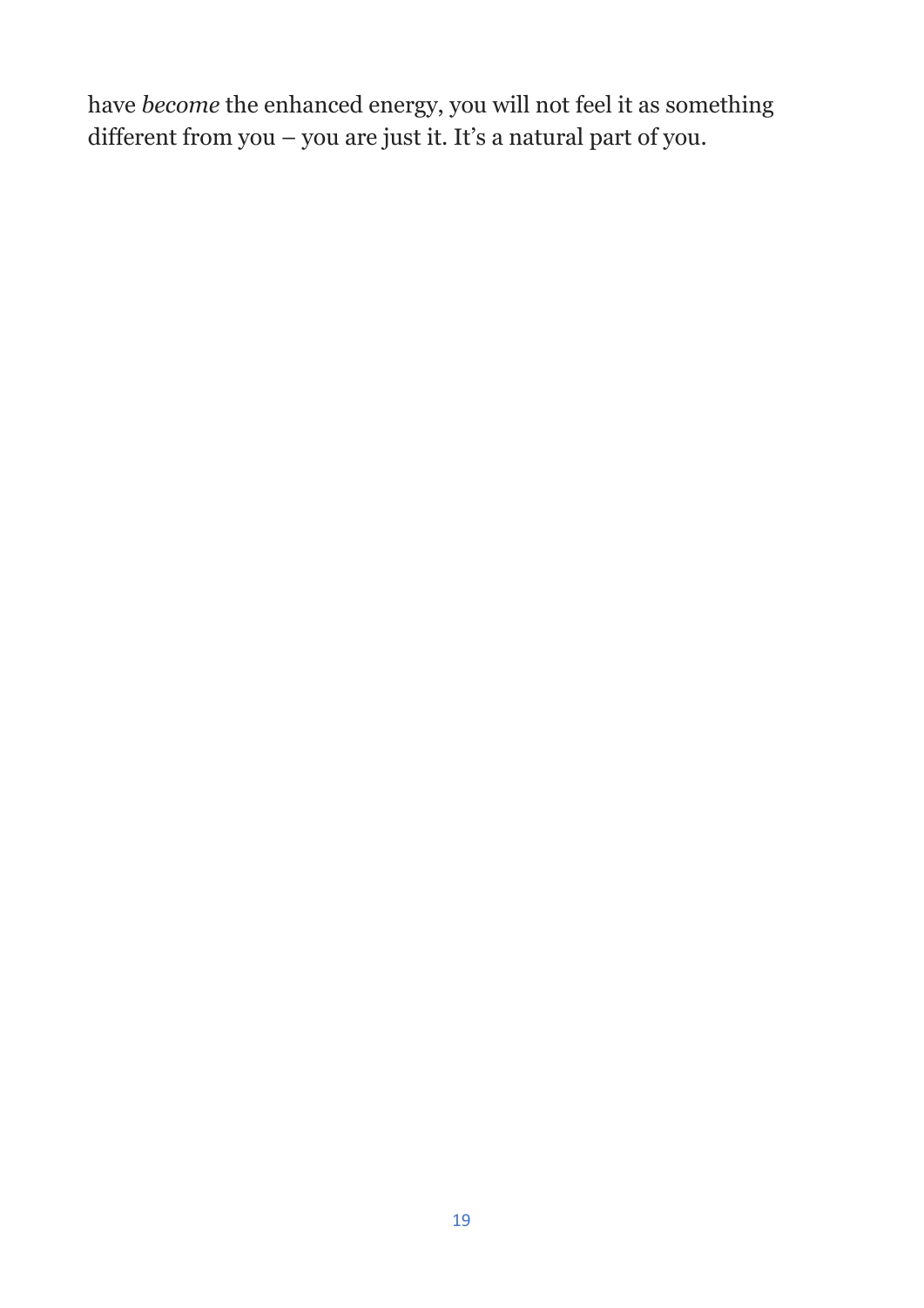have *become* the enhanced energy, you will not feel it as something different from you – you are just it. It’s a natural part of you.